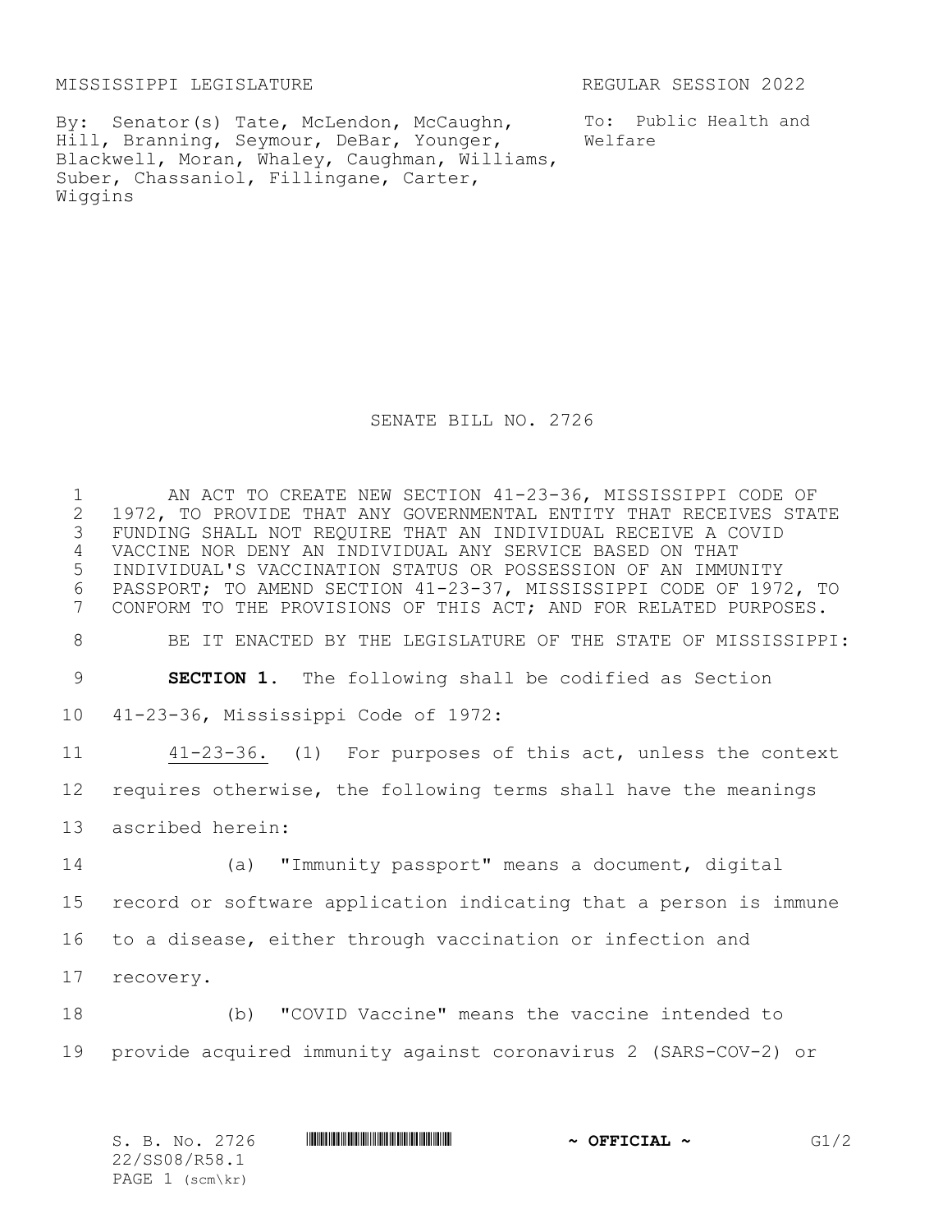MISSISSIPPI LEGISLATURE REGULAR SESSION 2022

By: Senator(s) Tate, McLendon, McCaughn, Hill, Branning, Seymour, DeBar, Younger, Blackwell, Moran, Whaley, Caughman, Williams, Suber, Chassaniol, Fillingane, Carter, Wiggins

To: Public Health and Welfare

# SENATE BILL NO. 2726

AN ACT TO CREATE NEW SECTION 41-23-36, MISSISSIPPI CODE OF 1972, TO PROVIDE THAT ANY GOVERNMENTAL ENTITY THAT RECEIVES STATE FUNDING SHALL NOT REQUIRE THAT AN INDIVIDUAL RECEIVE A COVID VACCINE NOR DENY AN INDIVIDUAL ANY SERVICE BASED ON THAT INDIVIDUAL'S VACCINATION STATUS OR POSSESSION OF AN IMMUNITY PASSPORT; TO AMEND SECTION 41-23-37, MISSISSIPPI CODE OF 1972, TO CONFORM TO THE PROVISIONS OF THIS ACT; AND FOR RELATED PURPOSES.

BE IT ENACTED BY THE LEGISLATURE OF THE STATE OF MISSISSIPPI:

**SECTION 1.** The following shall be codified as Section 41-23-36, Mississippi Code of 1972:

41-23-36. (1) For purposes of this act, unless the context requires otherwise, the following terms shall have the meanings ascribed herein:

(a) "Immunity passport" means a document, digital record or software application indicating that a person is immune to a disease, either through vaccination or infection and recovery.

(b) "COVID Vaccine" means the vaccine intended to provide acquired immunity against coronavirus 2 (SARS-COV-2) or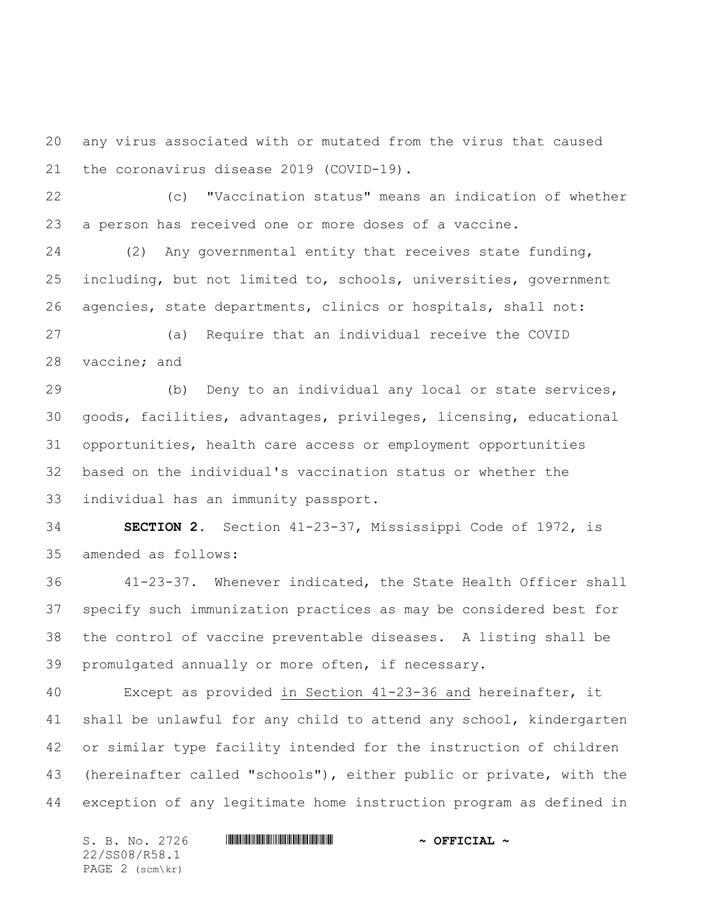any virus associated with or mutated from the virus that caused the coronavirus disease 2019 (COVID-19).

(c) "Vaccination status" means an indication of whether a person has received one or more doses of a vaccine.

(2) Any governmental entity that receives state funding, including, but not limited to, schools, universities, government agencies, state departments, clinics or hospitals, shall not:

(a) Require that an individual receive the COVID vaccine; and

(b) Deny to an individual any local or state services, goods, facilities, advantages, privileges, licensing, educational opportunities, health care access or employment opportunities based on the individual's vaccination status or whether the individual has an immunity passport.

**SECTION 2.** Section 41-23-37, Mississippi Code of 1972, is amended as follows:

41-23-37. Whenever indicated, the State Health Officer shall specify such immunization practices as may be considered best for the control of vaccine preventable diseases. A listing shall be promulgated annually or more often, if necessary.

Except as provided <u>in Section 41-23-36 and</u> hereinafter, it shall be unlawful for any child to attend any school, kindergarten or similar type facility intended for the instruction of children (hereinafter called "schools"), either public or private, with the exception of any legitimate home instruction program as defined in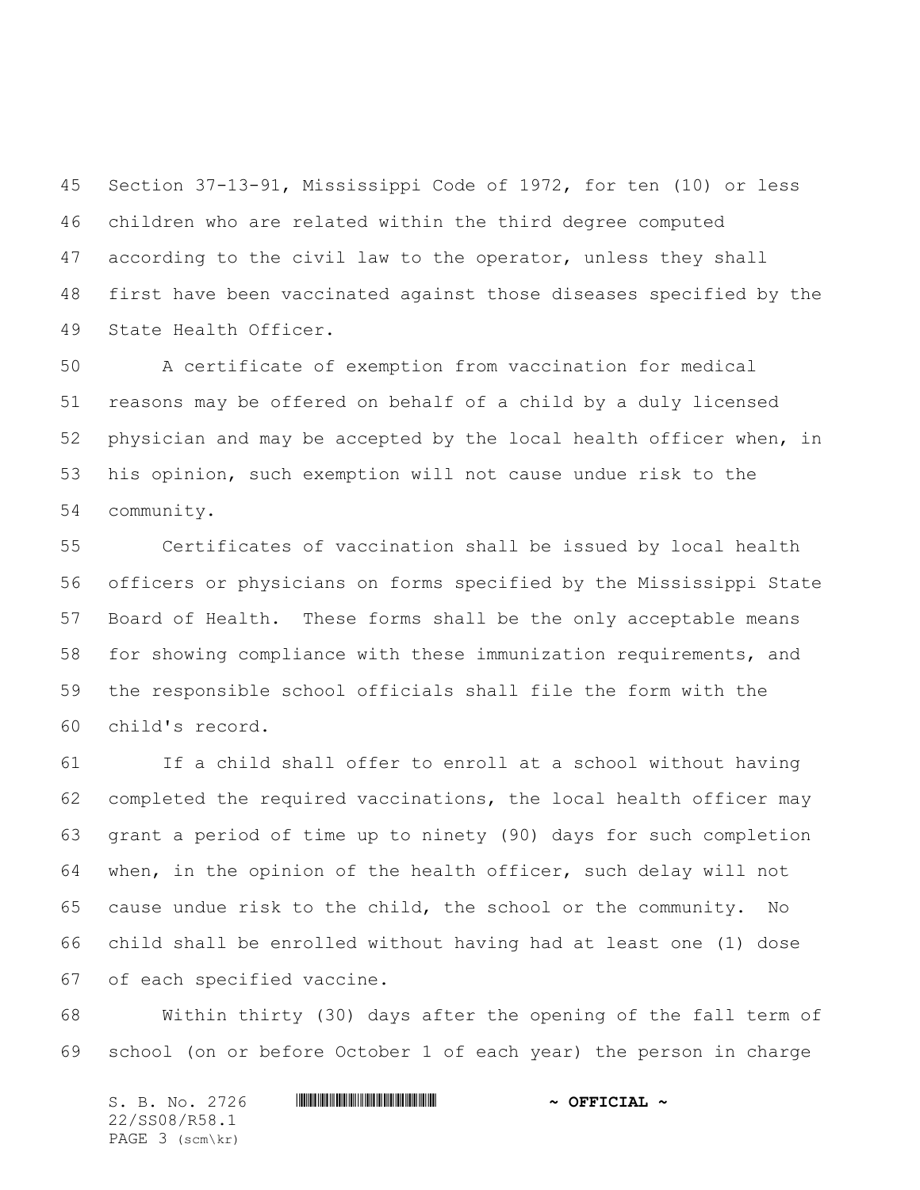Section 37-13-91, Mississippi Code of 1972, for ten (10) or less children who are related within the third degree computed according to the civil law to the operator, unless they shall first have been vaccinated against those diseases specified by the State Health Officer.

A certificate of exemption from vaccination for medical reasons may be offered on behalf of a child by a duly licensed physician and may be accepted by the local health officer when, in his opinion, such exemption will not cause undue risk to the community.

Certificates of vaccination shall be issued by local health officers or physicians on forms specified by the Mississippi State Board of Health. These forms shall be the only acceptable means for showing compliance with these immunization requirements, and the responsible school officials shall file the form with the child's record.

If a child shall offer to enroll at a school without having completed the required vaccinations, the local health officer may grant a period of time up to ninety (90) days for such completion when, in the opinion of the health officer, such delay will not cause undue risk to the child, the school or the community. No child shall be enrolled without having had at least one (1) dose of each specified vaccine.

Within thirty (30) days after the opening of the fall term of school (on or before October 1 of each year) the person in charge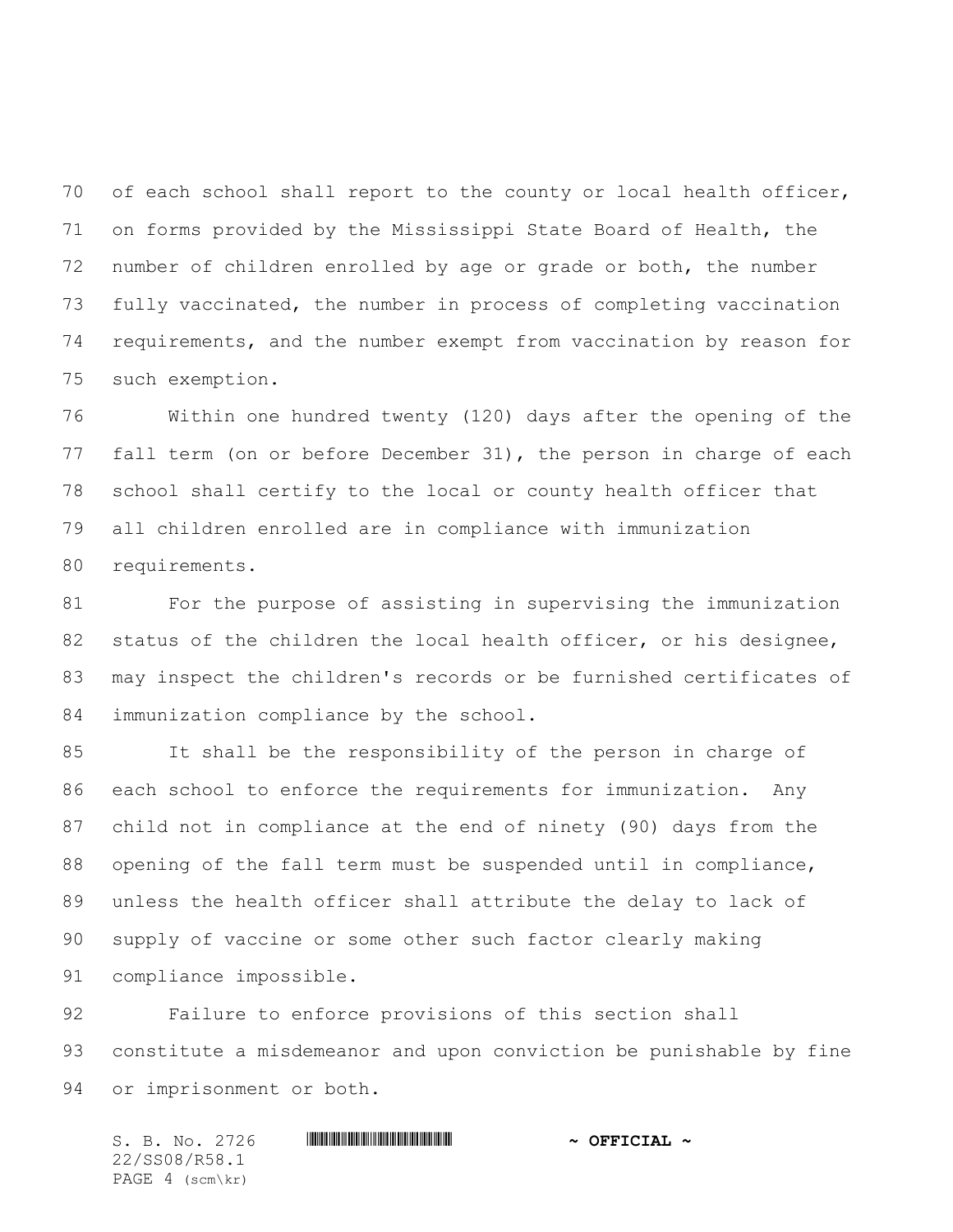of each school shall report to the county or local health officer, on forms provided by the Mississippi State Board of Health, the number of children enrolled by age or grade or both, the number fully vaccinated, the number in process of completing vaccination requirements, and the number exempt from vaccination by reason for such exemption.

Within one hundred twenty (120) days after the opening of the fall term (on or before December 31), the person in charge of each school shall certify to the local or county health officer that all children enrolled are in compliance with immunization requirements.

For the purpose of assisting in supervising the immunization status of the children the local health officer, or his designee, may inspect the children's records or be furnished certificates of immunization compliance by the school.

It shall be the responsibility of the person in charge of each school to enforce the requirements for immunization. Any child not in compliance at the end of ninety (90) days from the opening of the fall term must be suspended until in compliance, unless the health officer shall attribute the delay to lack of supply of vaccine or some other such factor clearly making compliance impossible.

Failure to enforce provisions of this section shall constitute a misdemeanor and upon conviction be punishable by fine or imprisonment or both.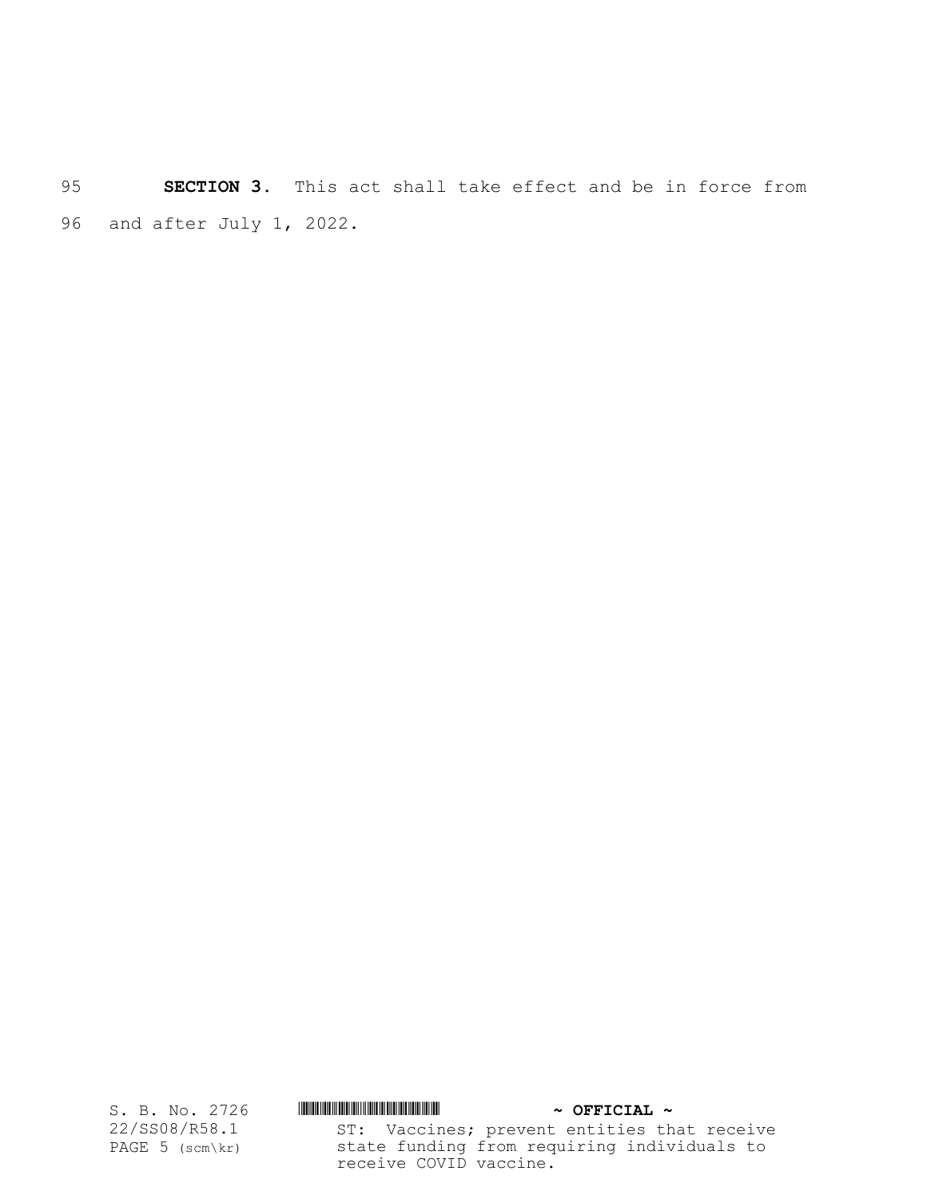**SECTION 3.** This act shall take effect and be in force from and after July 1, 2022.